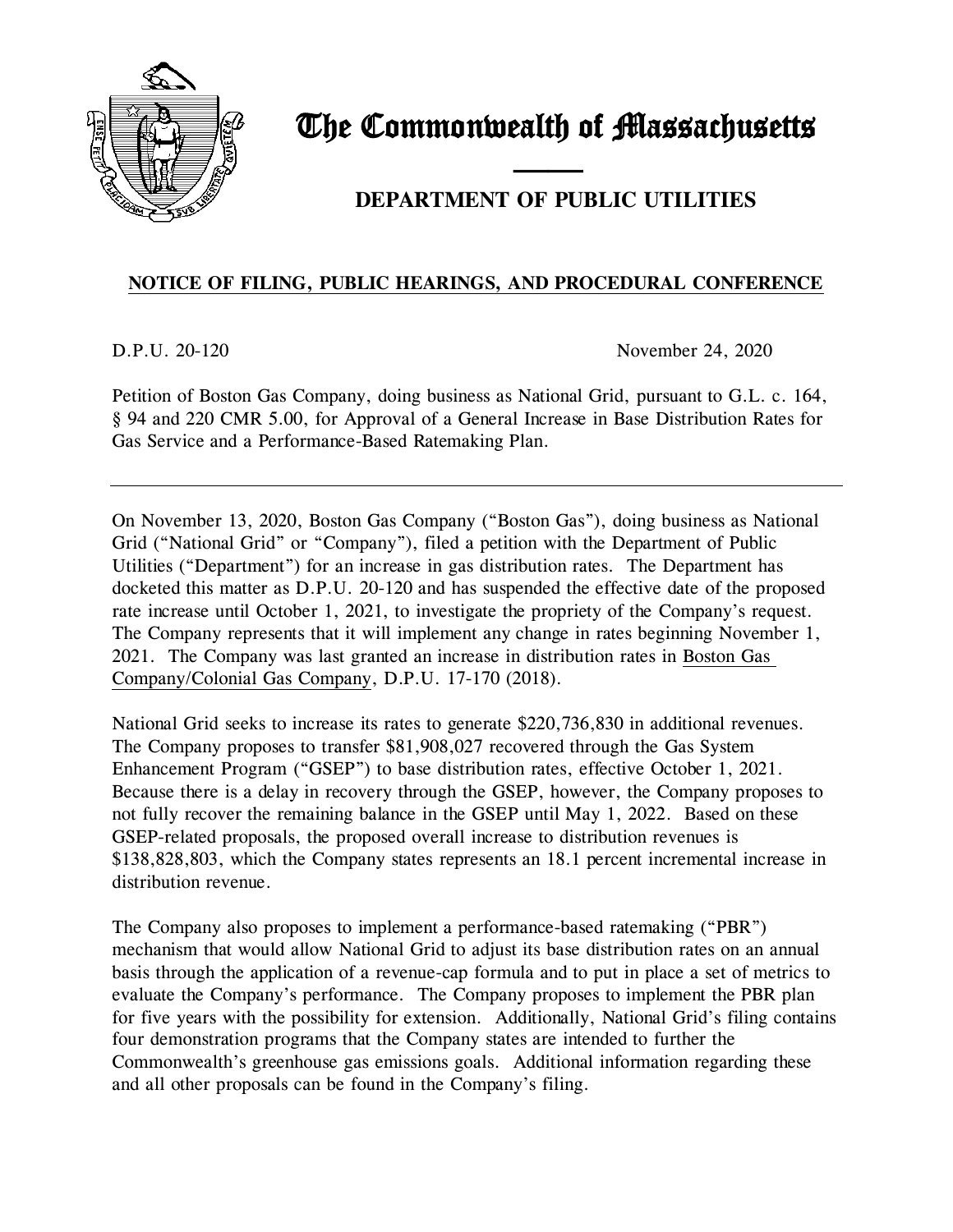# The Commonwealth of Massachusetts

## DEPARTMENT OF PUBLIC UTILITIES

**NOTICE OF FILING, PUBLIC HEARINGS, AND PROCEDURAL CONFERENCE**

D.P.U. 20-120 November 24, 2020

Petition of Boston Gas Company, doing business as National Grid, pursuant to G.L. c. 164, § 94 and 220 CMR 5.00, for Approval of a General Increase in Base Distribution Rates for Gas Service and a Performance-Based Ratemaking Plan.

---

On November 13, 2020, Boston Gas Company ("Boston Gas"), doing business as National Grid ("National Grid" or "Company"), filed a petition with the Department of Public Utilities ("Department") for an increase in gas distribution rates. The Department has docketed this matter as D.P.U. 20-120 and has suspended the effective date of the proposed rate increase until October 1, 2021, to investigate the propriety of the Company's request. The Company represents that it will implement any change in rates beginning November 1, 2021. The Company was last granted an increase in distribution rates in Boston Gas Company/Colonial Gas Company, D.P.U. 17-170 (2018).

National Grid seeks to increase its rates to generate $220,736,830 in additional revenues. The Company proposes to transfer $81,908,027 recovered through the Gas System Enhancement Program ("GSEP") to base distribution rates, effective October 1, 2021. Because there is a delay in recovery through the GSEP, however, the Company proposes to not fully recover the remaining balance in the GSEP until May 1, 2022. Based on these GSEP-related proposals, the proposed overall increase to distribution revenues is $138,828,803, which the Company states represents an 18.1 percent incremental increase in distribution revenue.

The Company also proposes to implement a performance-based ratemaking ("PBR") mechanism that would allow National Grid to adjust its base distribution rates on an annual basis through the application of a revenue-cap formula and to put in place a set of metrics to evaluate the Company's performance. The Company proposes to implement the PBR plan for five years with the possibility for extension. Additionally, National Grid's filing contains four demonstration programs that the Company states are intended to further the Commonwealth's greenhouse gas emissions goals. Additional information regarding these and all other proposals can be found in the Company's filing.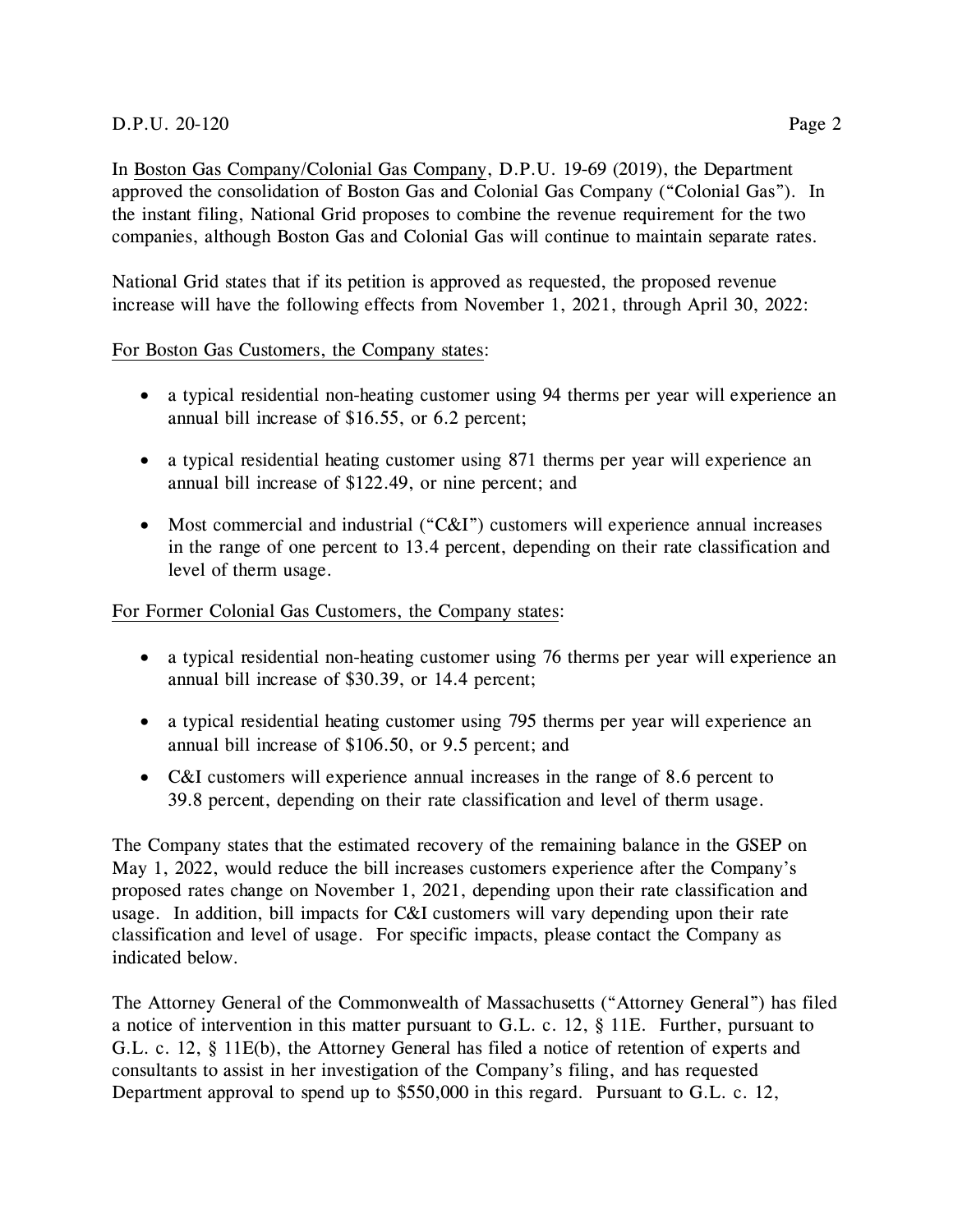In Boston Gas Company/Colonial Gas Company, D.P.U. 19-69 (2019), the Department approved the consolidation of Boston Gas and Colonial Gas Company ("Colonial Gas"). In the instant filing, National Grid proposes to combine the revenue requirement for the two companies, although Boston Gas and Colonial Gas will continue to maintain separate rates.

National Grid states that if its petition is approved as requested, the proposed revenue increase will have the following effects from November 1, 2021, through April 30, 2022:

For Boston Gas Customers, the Company states:

- a typical residential non-heating customer using 94 therms per year will experience an annual bill increase of $16.55, or 6.2 percent;
- a typical residential heating customer using 871 therms per year will experience an annual bill increase of $122.49, or nine percent; and
- Most commercial and industrial ("C&I") customers will experience annual increases in the range of one percent to 13.4 percent, depending on their rate classification and level of therm usage.

For Former Colonial Gas Customers, the Company states:

- a typical residential non-heating customer using 76 therms per year will experience an annual bill increase of $30.39, or 14.4 percent;
- a typical residential heating customer using 795 therms per year will experience an annual bill increase of $106.50, or 9.5 percent; and
- C&I customers will experience annual increases in the range of 8.6 percent to 39.8 percent, depending on their rate classification and level of therm usage.

The Company states that the estimated recovery of the remaining balance in the GSEP on May 1, 2022, would reduce the bill increases customers experience after the Company's proposed rates change on November 1, 2021, depending upon their rate classification and usage. In addition, bill impacts for C&I customers will vary depending upon their rate classification and level of usage. For specific impacts, please contact the Company as indicated below.

The Attorney General of the Commonwealth of Massachusetts ("Attorney General") has filed a notice of intervention in this matter pursuant to G.L. c. 12, § 11E. Further, pursuant to G.L. c. 12, § 11E(b), the Attorney General has filed a notice of retention of experts and consultants to assist in her investigation of the Company's filing, and has requested Department approval to spend up to $550,000 in this regard. Pursuant to G.L. c. 12,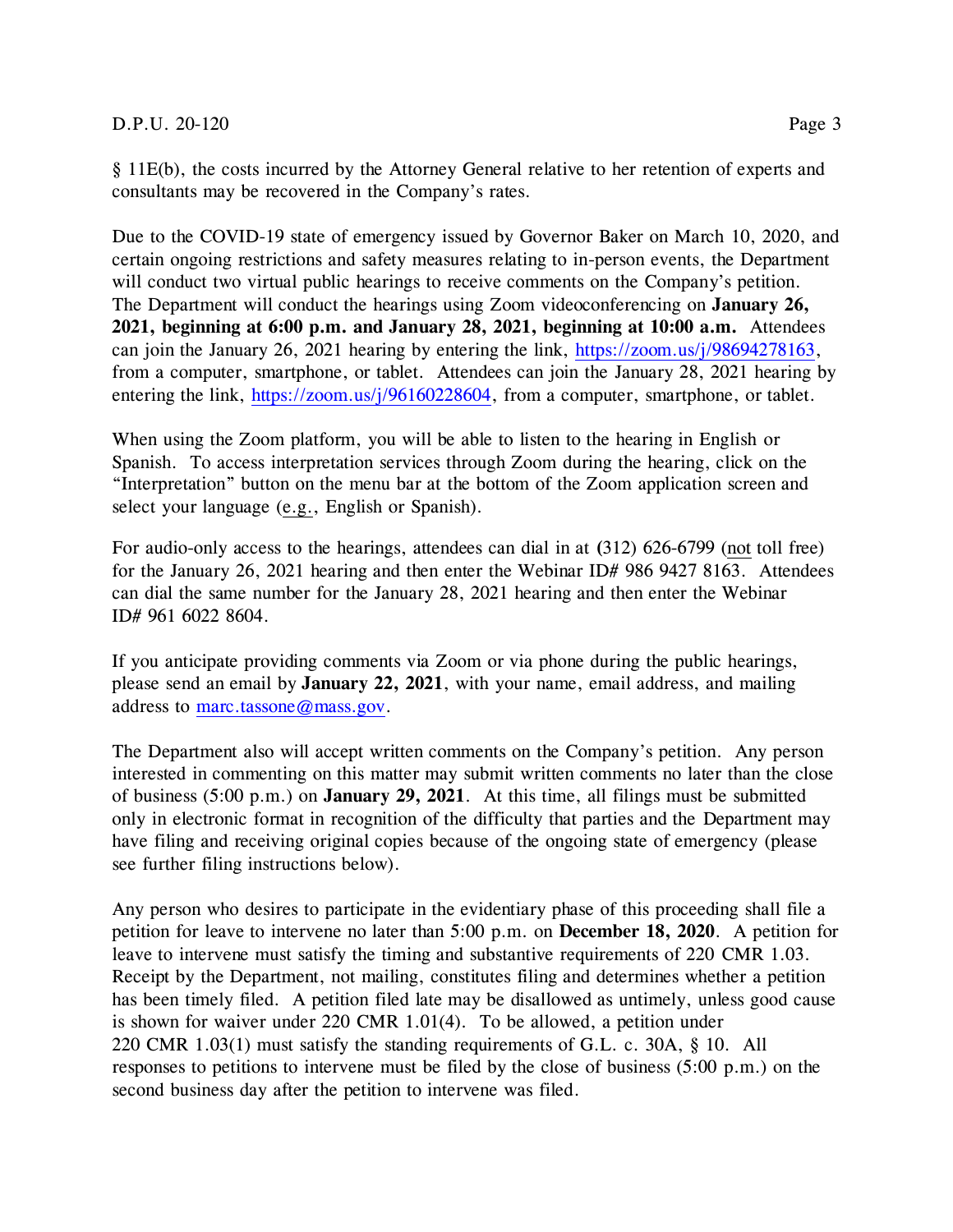§ 11E(b), the costs incurred by the Attorney General relative to her retention of experts and consultants may be recovered in the Company's rates.

Due to the COVID-19 state of emergency issued by Governor Baker on March 10, 2020, and certain ongoing restrictions and safety measures relating to in-person events, the Department will conduct two virtual public hearings to receive comments on the Company's petition. The Department will conduct the hearings using Zoom videoconferencing on **January 26, 2021, beginning at 6:00 p.m. and January 28, 2021, beginning at 10:00 a.m.** Attendees can join the January 26, 2021 hearing by entering the link, https://zoom.us/j/98694278163, from a computer, smartphone, or tablet. Attendees can join the January 28, 2021 hearing by entering the link, https://zoom.us/j/96160228604, from a computer, smartphone, or tablet.

When using the Zoom platform, you will be able to listen to the hearing in English or Spanish. To access interpretation services through Zoom during the hearing, click on the "Interpretation" button on the menu bar at the bottom of the Zoom application screen and select your language (e.g., English or Spanish).

For audio-only access to the hearings, attendees can dial in at (312) 626-6799 (not toll free) for the January 26, 2021 hearing and then enter the Webinar ID# 986 9427 8163. Attendees can dial the same number for the January 28, 2021 hearing and then enter the Webinar ID# 961 6022 8604.

If you anticipate providing comments via Zoom or via phone during the public hearings, please send an email by **January 22, 2021**, with your name, email address, and mailing address to marc.tassone@mass.gov.

The Department also will accept written comments on the Company's petition. Any person interested in commenting on this matter may submit written comments no later than the close of business (5:00 p.m.) on **January 29, 2021**. At this time, all filings must be submitted only in electronic format in recognition of the difficulty that parties and the Department may have filing and receiving original copies because of the ongoing state of emergency (please see further filing instructions below).

Any person who desires to participate in the evidentiary phase of this proceeding shall file a petition for leave to intervene no later than 5:00 p.m. on **December 18, 2020**. A petition for leave to intervene must satisfy the timing and substantive requirements of 220 CMR 1.03. Receipt by the Department, not mailing, constitutes filing and determines whether a petition has been timely filed. A petition filed late may be disallowed as untimely, unless good cause is shown for waiver under 220 CMR 1.01(4). To be allowed, a petition under 220 CMR 1.03(1) must satisfy the standing requirements of G.L. c. 30A, § 10. All responses to petitions to intervene must be filed by the close of business (5:00 p.m.) on the second business day after the petition to intervene was filed.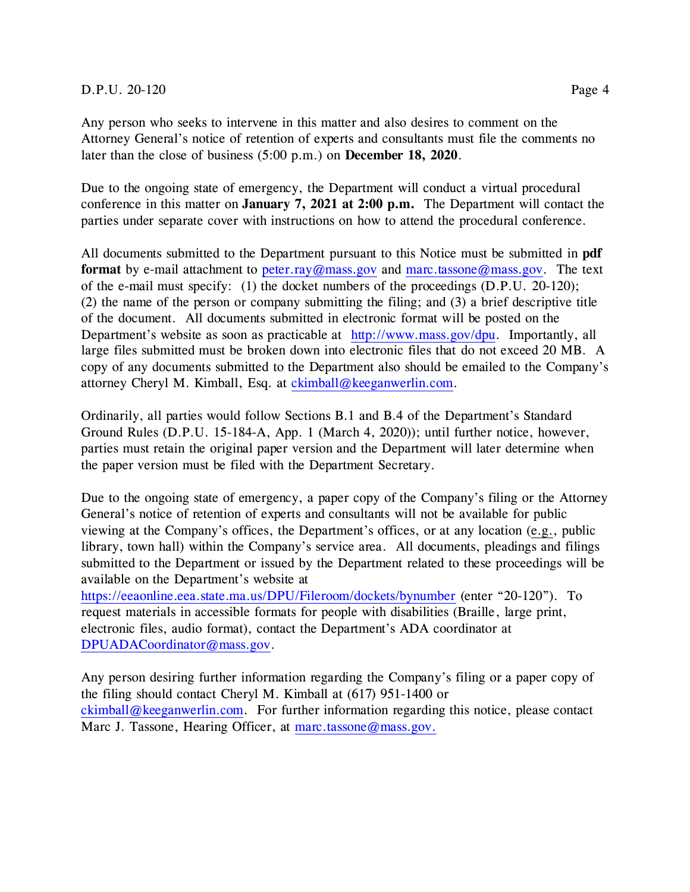Any person who seeks to intervene in this matter and also desires to comment on the Attorney General's notice of retention of experts and consultants must file the comments no later than the close of business (5:00 p.m.) on **December 18, 2020**.

Due to the ongoing state of emergency, the Department will conduct a virtual procedural conference in this matter on **January 7, 2021 at 2:00 p.m.** The Department will contact the parties under separate cover with instructions on how to attend the procedural conference.

All documents submitted to the Department pursuant to this Notice must be submitted in **pdf format** by e-mail attachment to peter.ray@mass.gov and marc.tassone@mass.gov. The text of the e-mail must specify: (1) the docket numbers of the proceedings (D.P.U. 20-120); (2) the name of the person or company submitting the filing; and (3) a brief descriptive title of the document. All documents submitted in electronic format will be posted on the Department's website as soon as practicable at http://www.mass.gov/dpu. Importantly, all large files submitted must be broken down into electronic files that do not exceed 20 MB. A copy of any documents submitted to the Department also should be emailed to the Company's attorney Cheryl M. Kimball, Esq. at ckimball@keeganwerlin.com.

Ordinarily, all parties would follow Sections B.1 and B.4 of the Department's Standard Ground Rules (D.P.U. 15-184-A, App. 1 (March 4, 2020)); until further notice, however, parties must retain the original paper version and the Department will later determine when the paper version must be filed with the Department Secretary.

Due to the ongoing state of emergency, a paper copy of the Company's filing or the Attorney General's notice of retention of experts and consultants will not be available for public viewing at the Company's offices, the Department's offices, or at any location (e.g., public library, town hall) within the Company's service area. All documents, pleadings and filings submitted to the Department or issued by the Department related to these proceedings will be available on the Department's website at https://eeaonline.eea.state.ma.us/DPU/Fileroom/dockets/bynumber (enter "20-120"). To request materials in accessible formats for people with disabilities (Braille, large print, electronic files, audio format), contact the Department's ADA coordinator at DPUADACoordinator@mass.gov.

Any person desiring further information regarding the Company's filing or a paper copy of the filing should contact Cheryl M. Kimball at (617) 951-1400 or ckimball@keeganwerlin.com. For further information regarding this notice, please contact Marc J. Tassone, Hearing Officer, at marc.tassone@mass.gov.